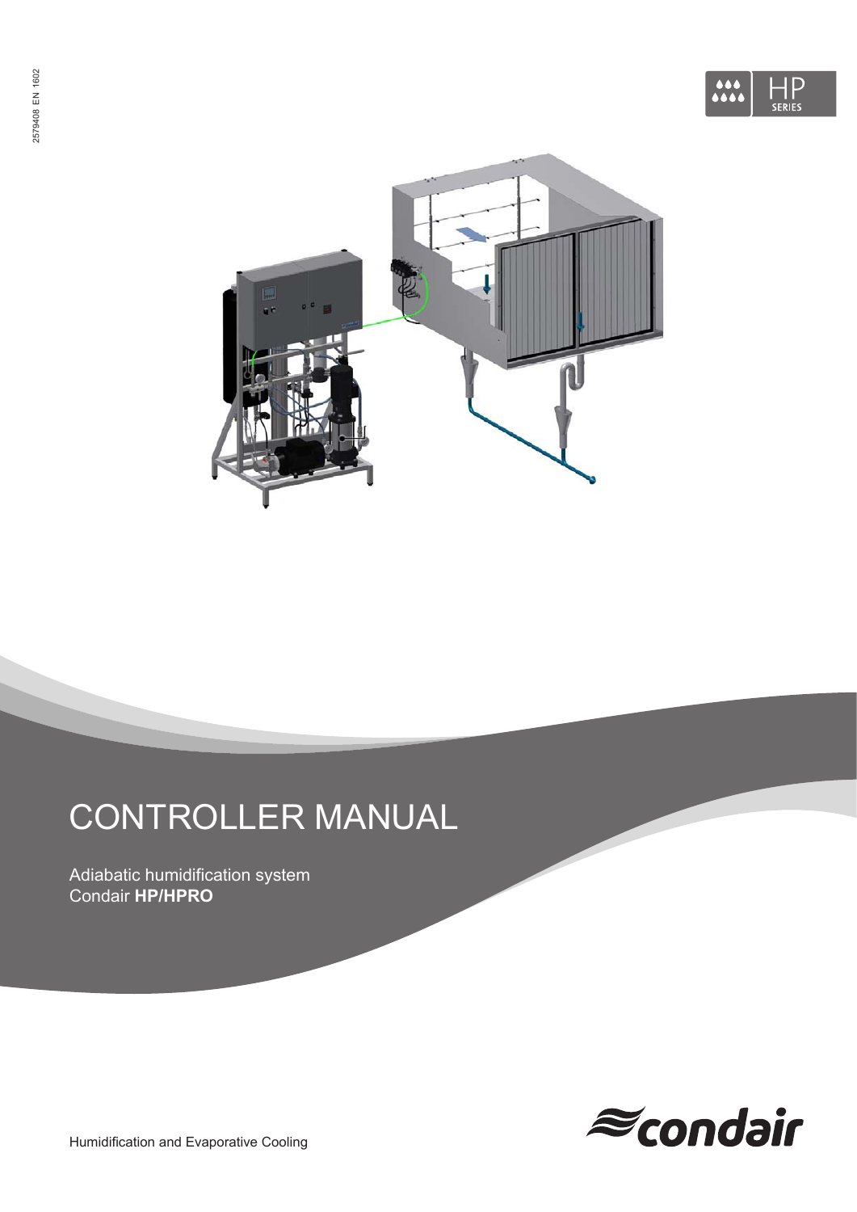2579408 EN 1602

HP SERIES

# CONTROLLER MANUAL

Adiabatic humidification system
Condair **HP/HPRO**

condair

Humidification and Evaporative Cooling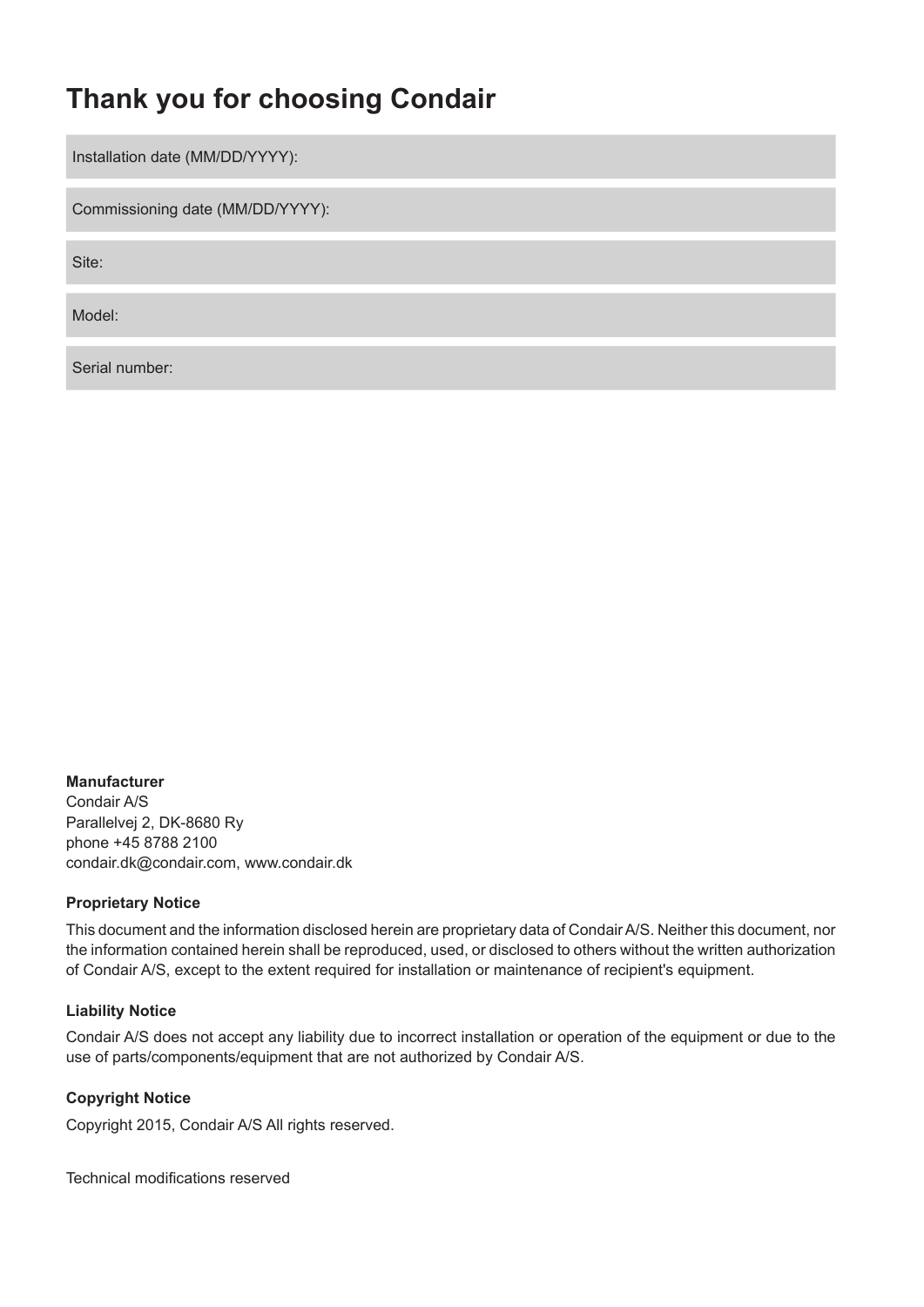# Thank you for choosing Condair

| Installation date (MM/DD/YYYY): |
|---|
| Commissioning date (MM/DD/YYYY): |
| Site: |
| Model: |
| Serial number: |

**Manufacturer**

Condair A/S
Parallelvej 2, DK-8680 Ry
phone +45 8788 2100
condair.dk@condair.com, www.condair.dk

**Proprietary Notice**

This document and the information disclosed herein are proprietary data of Condair A/S. Neither this document, nor the information contained herein shall be reproduced, used, or disclosed to others without the written authorization of Condair A/S, except to the extent required for installation or maintenance of recipient's equipment.

**Liability Notice**

Condair A/S does not accept any liability due to incorrect installation or operation of the equipment or due to the use of parts/components/equipment that are not authorized by Condair A/S.

**Copyright Notice**

Copyright 2015, Condair A/S All rights reserved.

Technical modifications reserved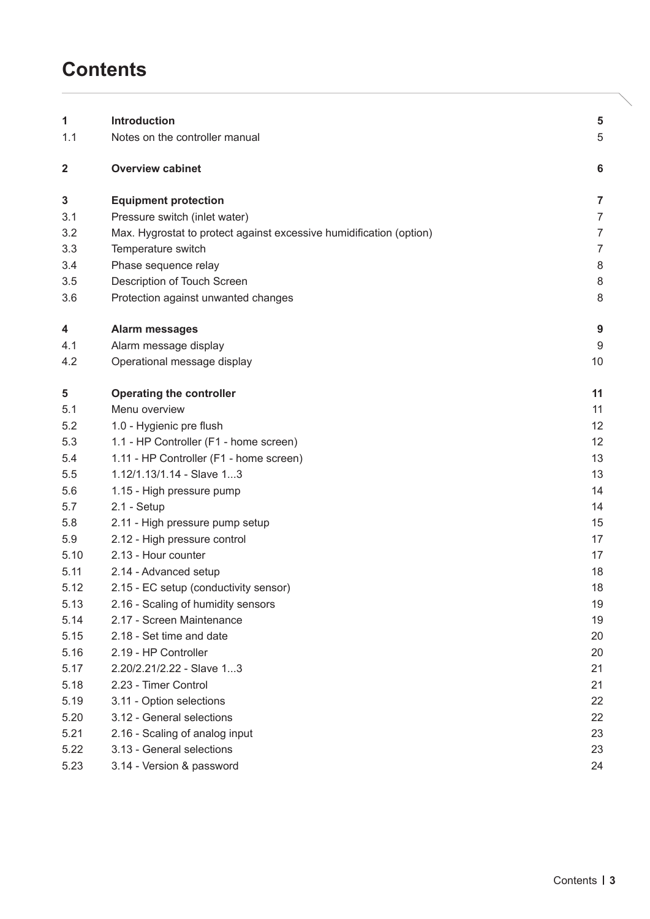# Contents

| | | |
|---|---|---|
| **1** | **Introduction** | **5** |
| 1.1 | Notes on the controller manual | 5 |
| **2** | **Overview cabinet** | **6** |
| **3** | **Equipment protection** | **7** |
| 3.1 | Pressure switch (inlet water) | 7 |
| 3.2 | Max. Hygrostat to protect against excessive humidification (option) | 7 |
| 3.3 | Temperature switch | 7 |
| 3.4 | Phase sequence relay | 8 |
| 3.5 | Description of Touch Screen | 8 |
| 3.6 | Protection against unwanted changes | 8 |
| **4** | **Alarm messages** | **9** |
| 4.1 | Alarm message display | 9 |
| 4.2 | Operational message display | 10 |
| **5** | **Operating the controller** | **11** |
| 5.1 | Menu overview | 11 |
| 5.2 | 1.0 - Hygienic pre flush | 12 |
| 5.3 | 1.1 - HP Controller (F1 - home screen) | 12 |
| 5.4 | 1.11 - HP Controller (F1 - home screen) | 13 |
| 5.5 | 1.12/1.13/1.14 - Slave 1...3 | 13 |
| 5.6 | 1.15 - High pressure pump | 14 |
| 5.7 | 2.1 - Setup | 14 |
| 5.8 | 2.11 - High pressure pump setup | 15 |
| 5.9 | 2.12 - High pressure control | 17 |
| 5.10 | 2.13 - Hour counter | 17 |
| 5.11 | 2.14 - Advanced setup | 18 |
| 5.12 | 2.15 - EC setup (conductivity sensor) | 18 |
| 5.13 | 2.16 - Scaling of humidity sensors | 19 |
| 5.14 | 2.17 - Screen Maintenance | 19 |
| 5.15 | 2.18 - Set time and date | 20 |
| 5.16 | 2.19 - HP Controller | 20 |
| 5.17 | 2.20/2.21/2.22 - Slave 1...3 | 21 |
| 5.18 | 2.23 - Timer Control | 21 |
| 5.19 | 3.11 - Option selections | 22 |
| 5.20 | 3.12 - General selections | 22 |
| 5.21 | 2.16 - Scaling of analog input | 23 |
| 5.22 | 3.13 - General selections | 23 |
| 5.23 | 3.14 - Version & password | 24 |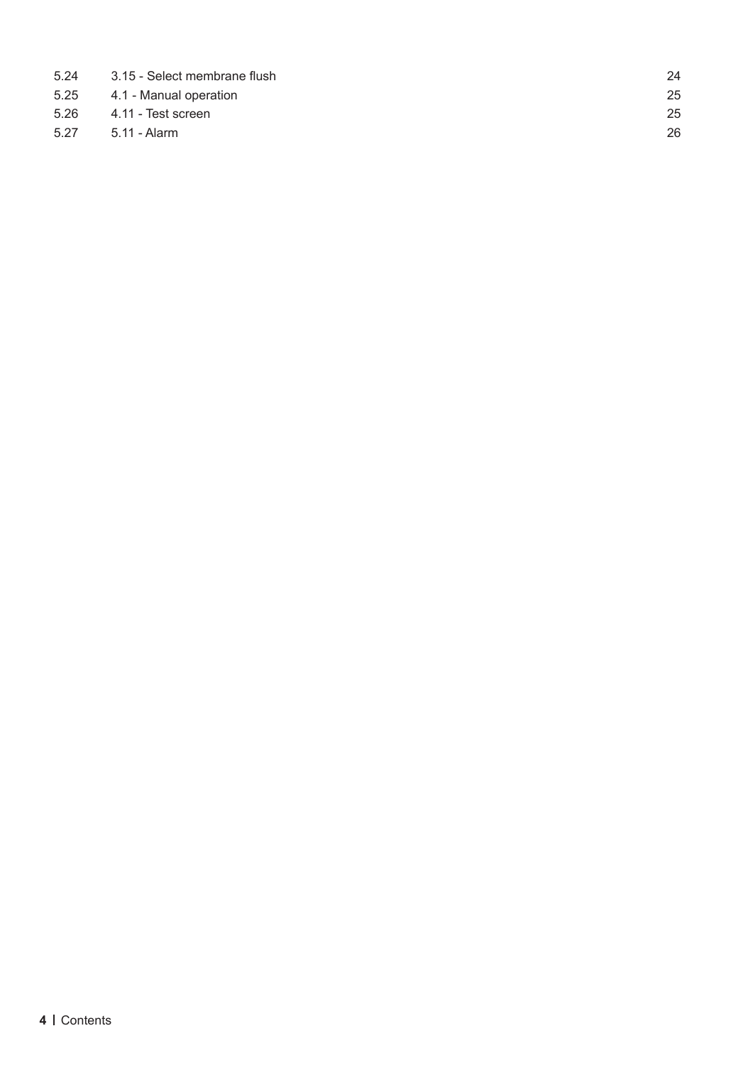| | | |
|---|---|---|
| 5.24 | 3.15 - Select membrane flush | 24 |
| 5.25 | 4.1 - Manual operation | 25 |
| 5.26 | 4.11 - Test screen | 25 |
| 5.27 | 5.11 - Alarm | 26 |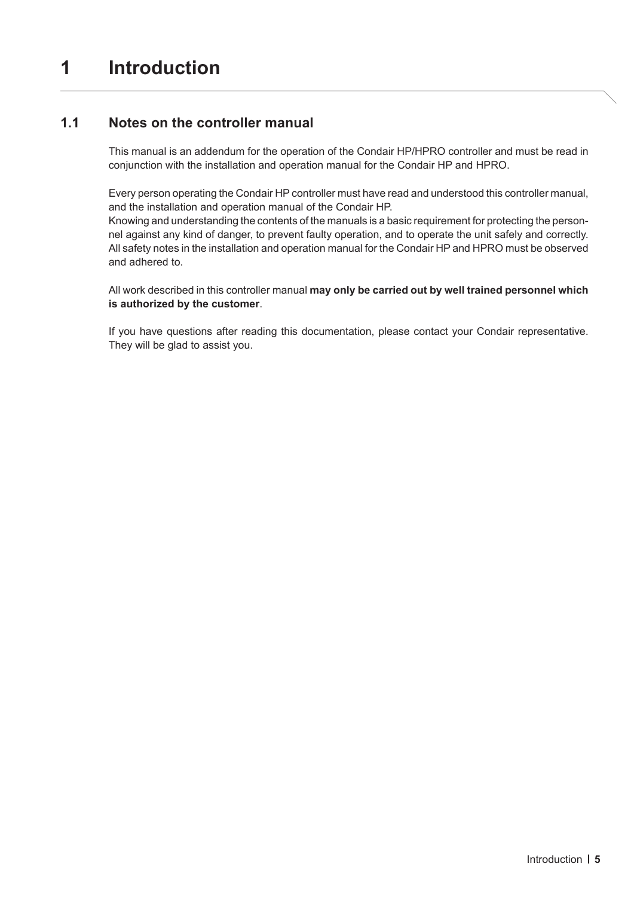# 1 Introduction

## 1.1 Notes on the controller manual

This manual is an addendum for the operation of the Condair HP/HPRO controller and must be read in conjunction with the installation and operation manual for the Condair HP and HPRO.

Every person operating the Condair HP controller must have read and understood this controller manual, and the installation and operation manual of the Condair HP.
Knowing and understanding the contents of the manuals is a basic requirement for protecting the personnel against any kind of danger, to prevent faulty operation, and to operate the unit safely and correctly. All safety notes in the installation and operation manual for the Condair HP and HPRO must be observed and adhered to.

All work described in this controller manual **may only be carried out by well trained personnel which is authorized by the customer**.

If you have questions after reading this documentation, please contact your Condair representative. They will be glad to assist you.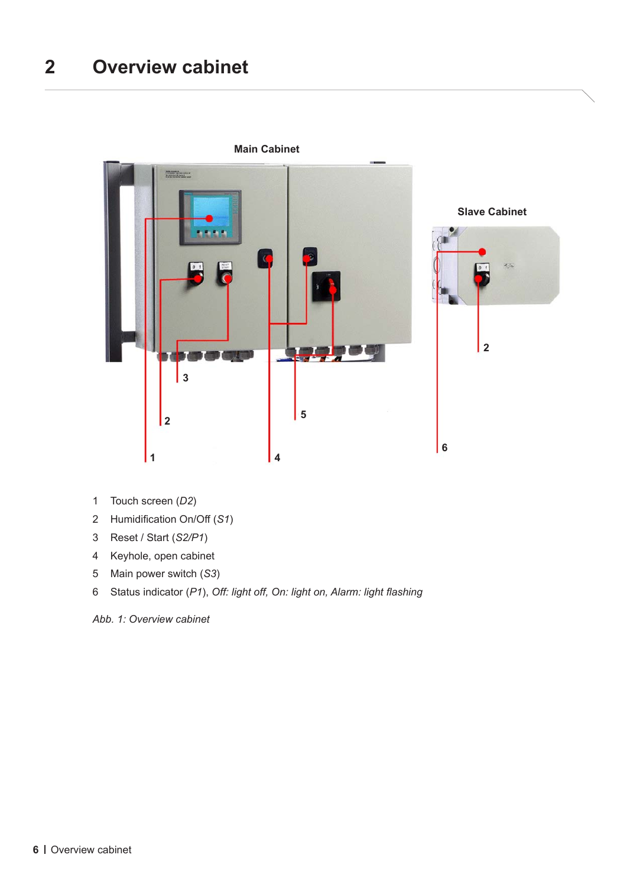# 2 Overview cabinet

1 Touch screen (*D2*)
2 Humidification On/Off (*S1*)
3 Reset / Start (*S2/P1*)
4 Keyhole, open cabinet
5 Main power switch (*S3*)
6 Status indicator (*P1*), *Off: light off, On: light on, Alarm: light flashing*

*Abb. 1: Overview cabinet*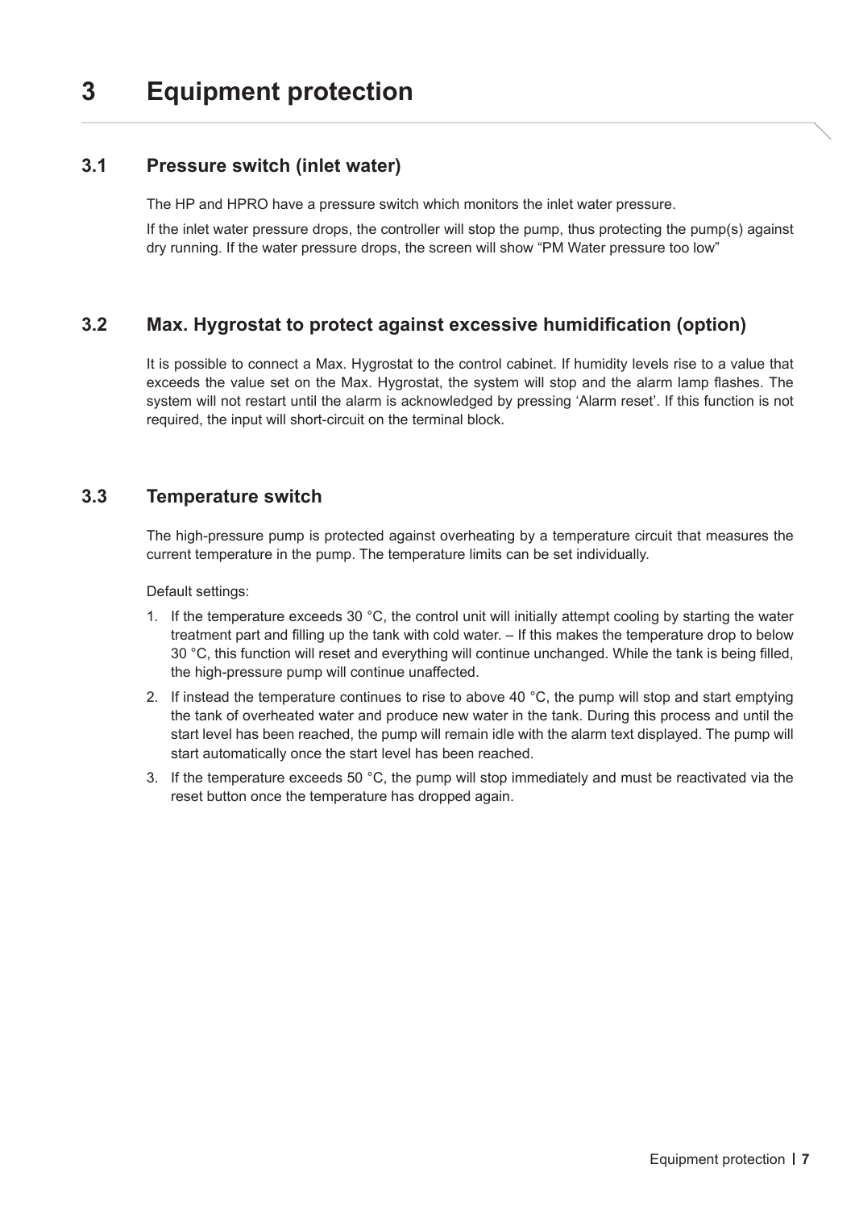# 3 Equipment protection

## 3.1 Pressure switch (inlet water)

The HP and HPRO have a pressure switch which monitors the inlet water pressure.

If the inlet water pressure drops, the controller will stop the pump, thus protecting the pump(s) against dry running. If the water pressure drops, the screen will show “PM Water pressure too low”

## 3.2 Max. Hygrostat to protect against excessive humidification (option)

It is possible to connect a Max. Hygrostat to the control cabinet. If humidity levels rise to a value that exceeds the value set on the Max. Hygrostat, the system will stop and the alarm lamp flashes. The system will not restart until the alarm is acknowledged by pressing ‘Alarm reset’. If this function is not required, the input will short-circuit on the terminal block.

## 3.3 Temperature switch

The high-pressure pump is protected against overheating by a temperature circuit that measures the current temperature in the pump. The temperature limits can be set individually.

Default settings:

1. If the temperature exceeds 30 °C, the control unit will initially attempt cooling by starting the water treatment part and filling up the tank with cold water. – If this makes the temperature drop to below 30 °C, this function will reset and everything will continue unchanged. While the tank is being filled, the high-pressure pump will continue unaffected.
2. If instead the temperature continues to rise to above 40 °C, the pump will stop and start emptying the tank of overheated water and produce new water in the tank. During this process and until the start level has been reached, the pump will remain idle with the alarm text displayed. The pump will start automatically once the start level has been reached.
3. If the temperature exceeds 50 °C, the pump will stop immediately and must be reactivated via the reset button once the temperature has dropped again.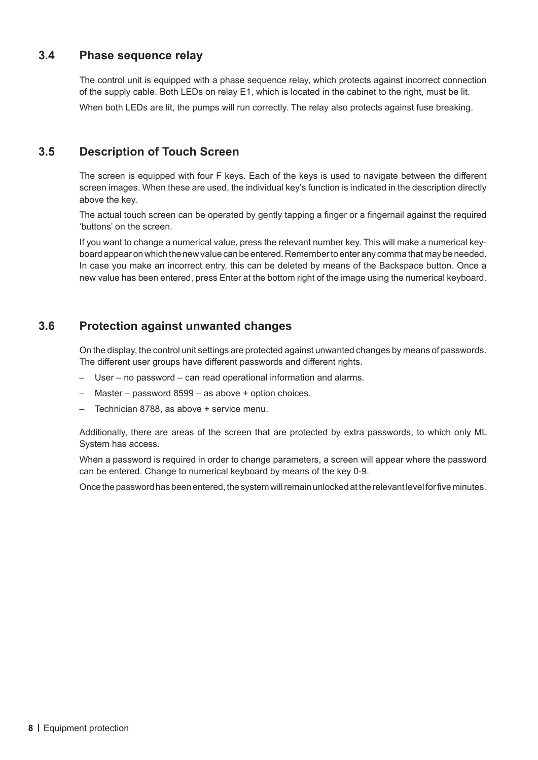## 3.4 Phase sequence relay

The control unit is equipped with a phase sequence relay, which protects against incorrect connection of the supply cable. Both LEDs on relay E1, which is located in the cabinet to the right, must be lit.

When both LEDs are lit, the pumps will run correctly. The relay also protects against fuse breaking.

## 3.5 Description of Touch Screen

The screen is equipped with four F keys. Each of the keys is used to navigate between the different screen images. When these are used, the individual key's function is indicated in the description directly above the key.

The actual touch screen can be operated by gently tapping a finger or a fingernail against the required 'buttons' on the screen.

If you want to change a numerical value, press the relevant number key. This will make a numerical keyboard appear on which the new value can be entered. Remember to enter any comma that may be needed. In case you make an incorrect entry, this can be deleted by means of the Backspace button. Once a new value has been entered, press Enter at the bottom right of the image using the numerical keyboard.

## 3.6 Protection against unwanted changes

On the display, the control unit settings are protected against unwanted changes by means of passwords. The different user groups have different passwords and different rights.

- User – no password – can read operational information and alarms.
- Master – password 8599 – as above + option choices.
- Technician 8788, as above + service menu.

Additionally, there are areas of the screen that are protected by extra passwords, to which only ML System has access.

When a password is required in order to change parameters, a screen will appear where the password can be entered. Change to numerical keyboard by means of the key 0-9.

Once the password has been entered, the system will remain unlocked at the relevant level for five minutes.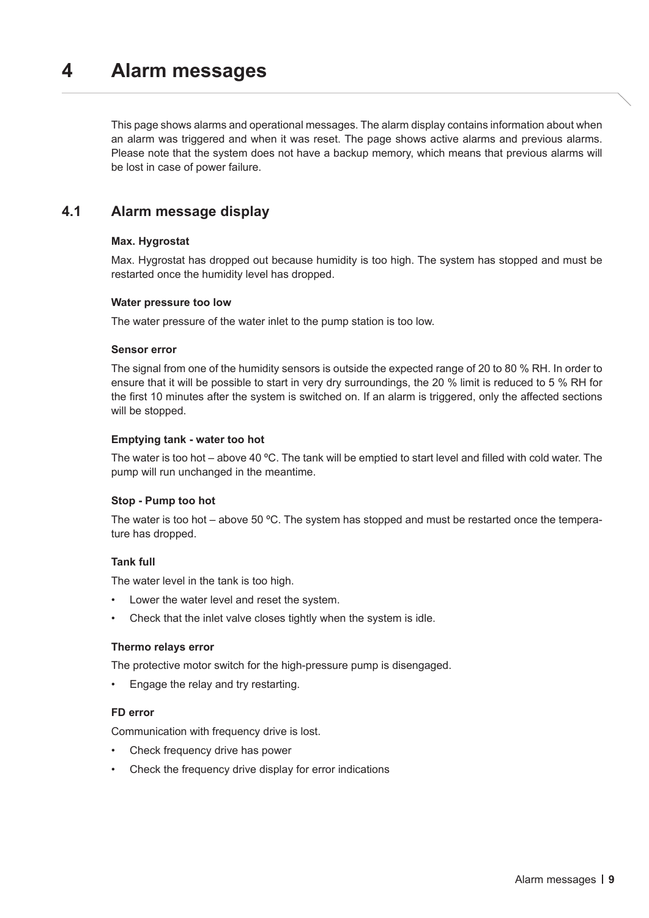# 4 Alarm messages

This page shows alarms and operational messages. The alarm display contains information about when an alarm was triggered and when it was reset. The page shows active alarms and previous alarms. Please note that the system does not have a backup memory, which means that previous alarms will be lost in case of power failure.

## 4.1 Alarm message display

**Max. Hygrostat**

Max. Hygrostat has dropped out because humidity is too high. The system has stopped and must be restarted once the humidity level has dropped.

**Water pressure too low**

The water pressure of the water inlet to the pump station is too low.

**Sensor error**

The signal from one of the humidity sensors is outside the expected range of 20 to 80 % RH. In order to ensure that it will be possible to start in very dry surroundings, the 20 % limit is reduced to 5 % RH for the first 10 minutes after the system is switched on. If an alarm is triggered, only the affected sections will be stopped.

**Emptying tank - water too hot**

The water is too hot – above 40 ºC. The tank will be emptied to start level and filled with cold water. The pump will run unchanged in the meantime.

**Stop - Pump too hot**

The water is too hot – above 50 ºC. The system has stopped and must be restarted once the temperature has dropped.

**Tank full**

The water level in the tank is too high.

- Lower the water level and reset the system.
- Check that the inlet valve closes tightly when the system is idle.

**Thermo relays error**

The protective motor switch for the high-pressure pump is disengaged.

- Engage the relay and try restarting.

**FD error**

Communication with frequency drive is lost.

- Check frequency drive has power
- Check the frequency drive display for error indications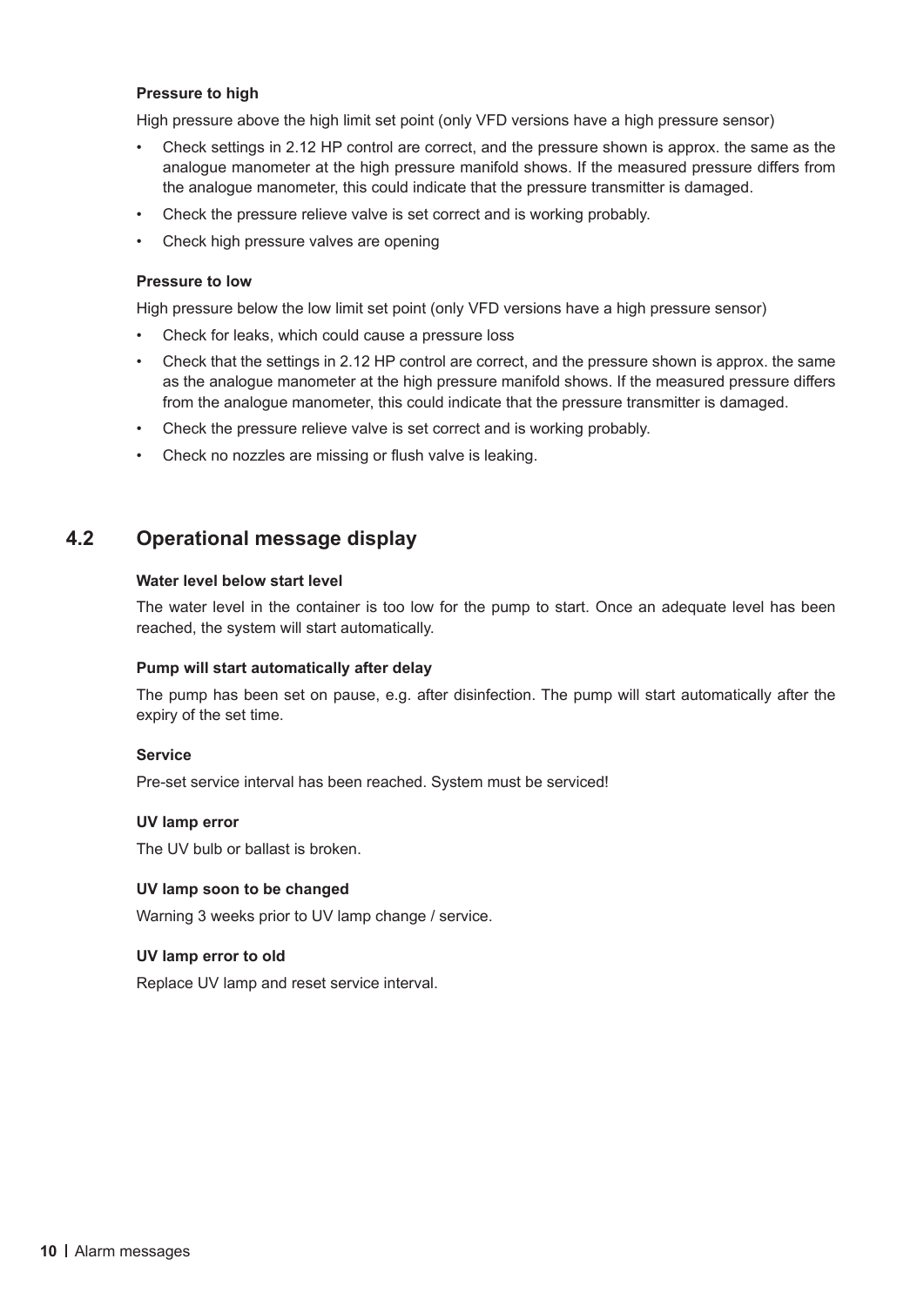#### Pressure to high

High pressure above the high limit set point (only VFD versions have a high pressure sensor)

- Check settings in 2.12 HP control are correct, and the pressure shown is approx. the same as the analogue manometer at the high pressure manifold shows. If the measured pressure differs from the analogue manometer, this could indicate that the pressure transmitter is damaged.
- Check the pressure relieve valve is set correct and is working probably.
- Check high pressure valves are opening

#### Pressure to low

High pressure below the low limit set point (only VFD versions have a high pressure sensor)

- Check for leaks, which could cause a pressure loss
- Check that the settings in 2.12 HP control are correct, and the pressure shown is approx. the same as the analogue manometer at the high pressure manifold shows. If the measured pressure differs from the analogue manometer, this could indicate that the pressure transmitter is damaged.
- Check the pressure relieve valve is set correct and is working probably.
- Check no nozzles are missing or flush valve is leaking.

## 4.2 Operational message display

#### Water level below start level

The water level in the container is too low for the pump to start. Once an adequate level has been reached, the system will start automatically.

#### Pump will start automatically after delay

The pump has been set on pause, e.g. after disinfection. The pump will start automatically after the expiry of the set time.

#### Service

Pre-set service interval has been reached. System must be serviced!

#### UV lamp error

The UV bulb or ballast is broken.

#### UV lamp soon to be changed

Warning 3 weeks prior to UV lamp change / service.

#### UV lamp error to old

Replace UV lamp and reset service interval.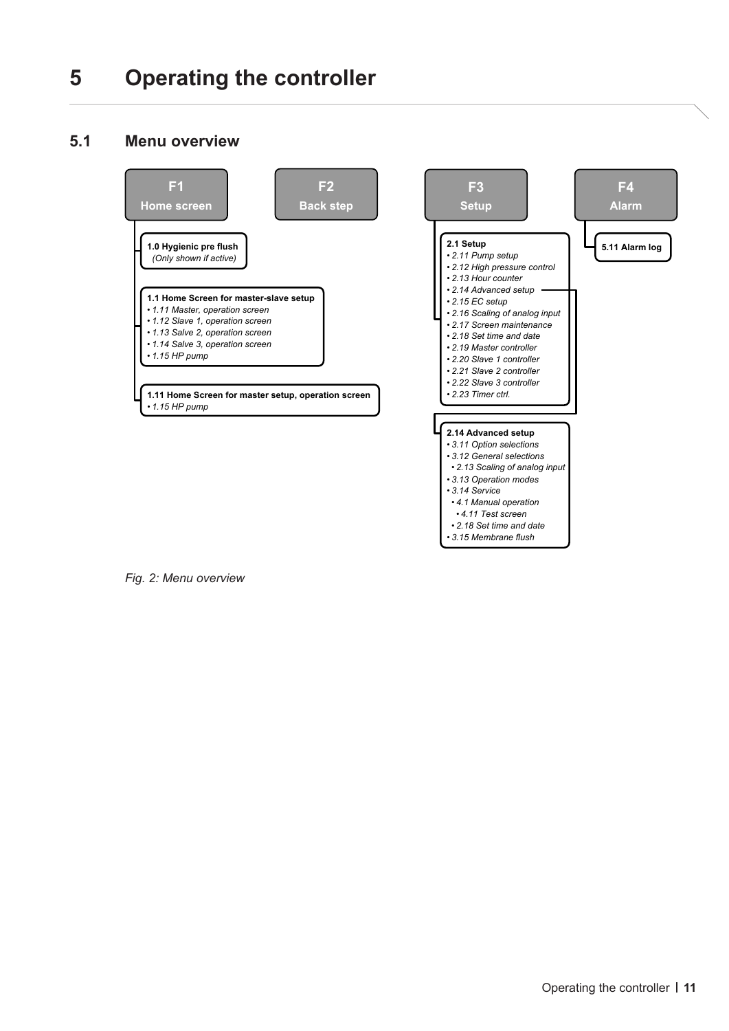# 5 Operating the controller

## 5.1 Menu overview

**F1**
**Home screen**

- **1.0 Hygienic pre flush**
  *(Only shown if active)*
- **1.1 Home Screen for master-slave setup**
  - *1.11 Master, operation screen*
  - *1.12 Slave 1, operation screen*
  - *1.13 Salve 2, operation screen*
  - *1.14 Salve 3, operation screen*
  - *1.15 HP pump*
- **1.11 Home Screen for master setup, operation screen**
  - *1.15 HP pump*

**F2**
**Back step**

**F3**
**Setup**

- **2.1 Setup**
  - *2.11 Pump setup*
  - *2.12 High pressure control*
  - *2.13 Hour counter*
  - *2.14 Advanced setup*
  - *2.15 EC setup*
  - *2.16 Scaling of analog input*
  - *2.17 Screen maintenance*
  - *2.18 Set time and date*
  - *2.19 Master controller*
  - *2.20 Slave 1 controller*
  - *2.21 Slave 2 controller*
  - *2.22 Slave 3 controller*
  - *2.23 Timer ctrl.*
- **2.14 Advanced setup**
  - *3.11 Option selections*
  - *3.12 General selections*
    - *2.13 Scaling of analog input*
  - *3.13 Operation modes*
  - *3.14 Service*
    - *4.1 Manual operation*
      - *4.11 Test screen*
    - *2.18 Set time and date*
  - *3.15 Membrane flush*

**F4**
**Alarm**

- **5.11 Alarm log**

*Fig. 2: Menu overview*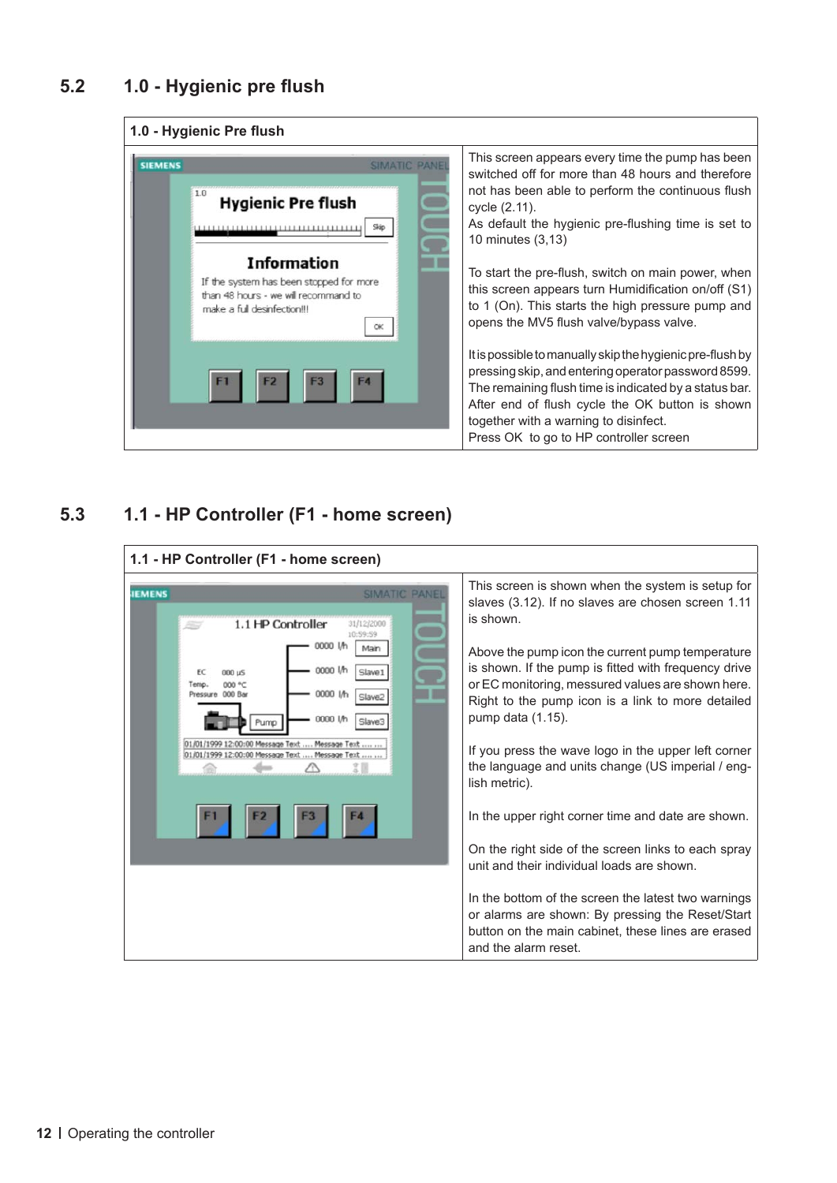## 5.2 1.0 - Hygienic pre flush

**1.0 - Hygienic Pre flush**

This screen appears every time the pump has been switched off for more than 48 hours and therefore not has been able to perform the continuous flush cycle (2.11).
As default the hygienic pre-flushing time is set to 10 minutes (3,13)

To start the pre-flush, switch on main power, when this screen appears turn Humidification on/off (S1) to 1 (On). This starts the high pressure pump and opens the MV5 flush valve/bypass valve.

It is possible to manually skip the hygienic pre-flush by pressing skip, and entering operator password 8599. The remaining flush time is indicated by a status bar. After end of flush cycle the OK button is shown together with a warning to disinfect.
Press OK to go to HP controller screen

## 5.3 1.1 - HP Controller (F1 - home screen)

**1.1 - HP Controller (F1 - home screen)**

This screen is shown when the system is setup for slaves (3.12). If no slaves are chosen screen 1.11 is shown.

Above the pump icon the current pump temperature is shown. If the pump is fitted with frequency drive or EC monitoring, messured values are shown here. Right to the pump icon is a link to more detailed pump data (1.15).

If you press the wave logo in the upper left corner the language and units change (US imperial / english metric).

In the upper right corner time and date are shown.

On the right side of the screen links to each spray unit and their individual loads are shown.

In the bottom of the screen the latest two warnings or alarms are shown: By pressing the Reset/Start button on the main cabinet, these lines are erased and the alarm reset.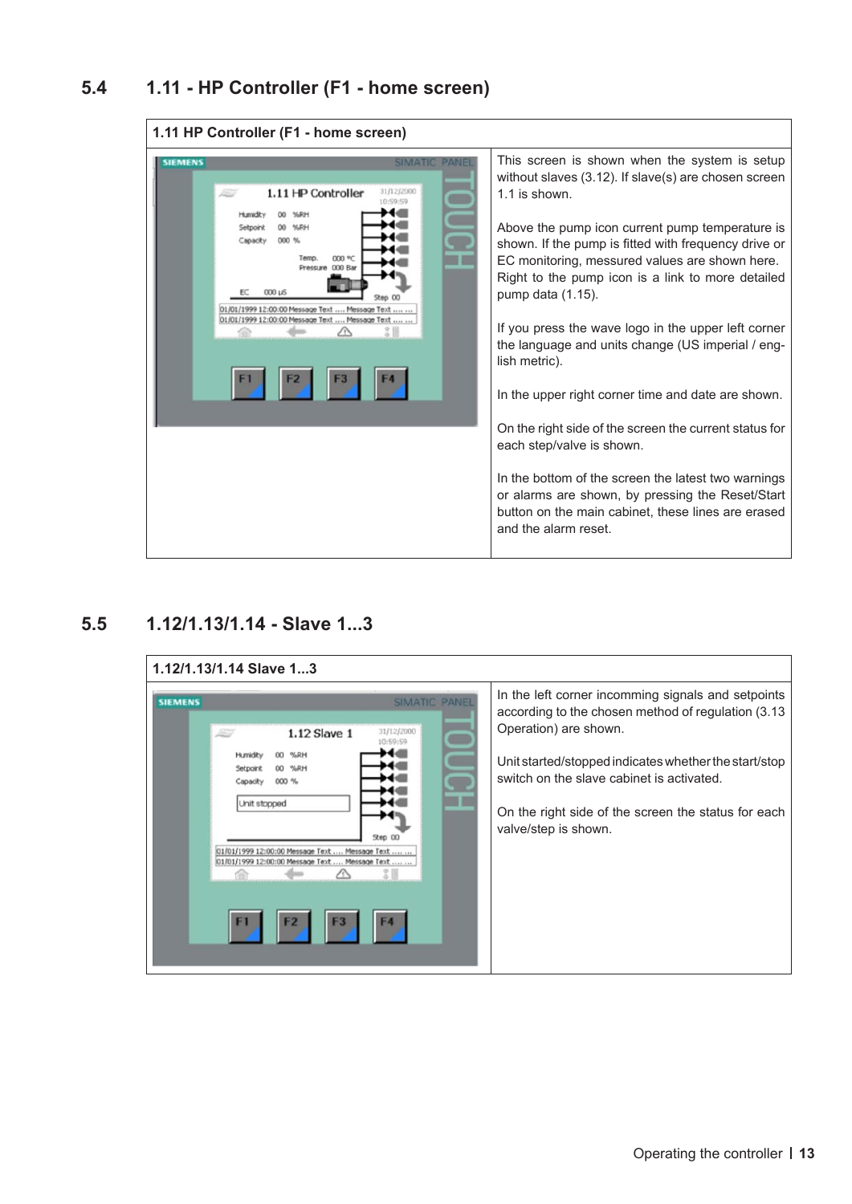## 5.4 1.11 - HP Controller (F1 - home screen)

| 1.11 HP Controller (F1 - home screen) | |
|---|---|
| | This screen is shown when the system is setup without slaves (3.12). If slave(s) are chosen screen 1.1 is shown.<br><br>Above the pump icon current pump temperature is shown. If the pump is fitted with frequency drive or EC monitoring, messured values are shown here. Right to the pump icon is a link to more detailed pump data (1.15).<br><br>If you press the wave logo in the upper left corner the language and units change (US imperial / english metric).<br><br>In the upper right corner time and date are shown.<br><br>On the right side of the screen the current status for each step/valve is shown.<br><br>In the bottom of the screen the latest two warnings or alarms are shown, by pressing the Reset/Start button on the main cabinet, these lines are erased and the alarm reset. |

## 5.5 1.12/1.13/1.14 - Slave 1...3

| 1.12/1.13/1.14 Slave 1...3 | |
|---|---|
| | In the left corner incomming signals and setpoints according to the chosen method of regulation (3.13 Operation) are shown.<br><br>Unit started/stopped indicates whether the start/stop switch on the slave cabinet is activated.<br><br>On the right side of the screen the status for each valve/step is shown. |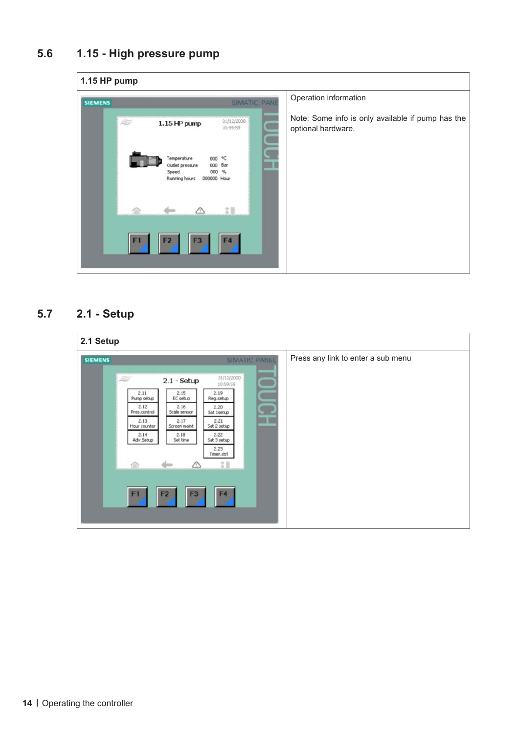## 5.6 1.15 - High pressure pump

| 1.15 HP pump | |
|---|---|
| | Operation information<br><br>Note: Some info is only available if pump has the optional hardware. |

## 5.7 2.1 - Setup

| 2.1 Setup | |
|---|---|
| | Press any link to enter a sub menu |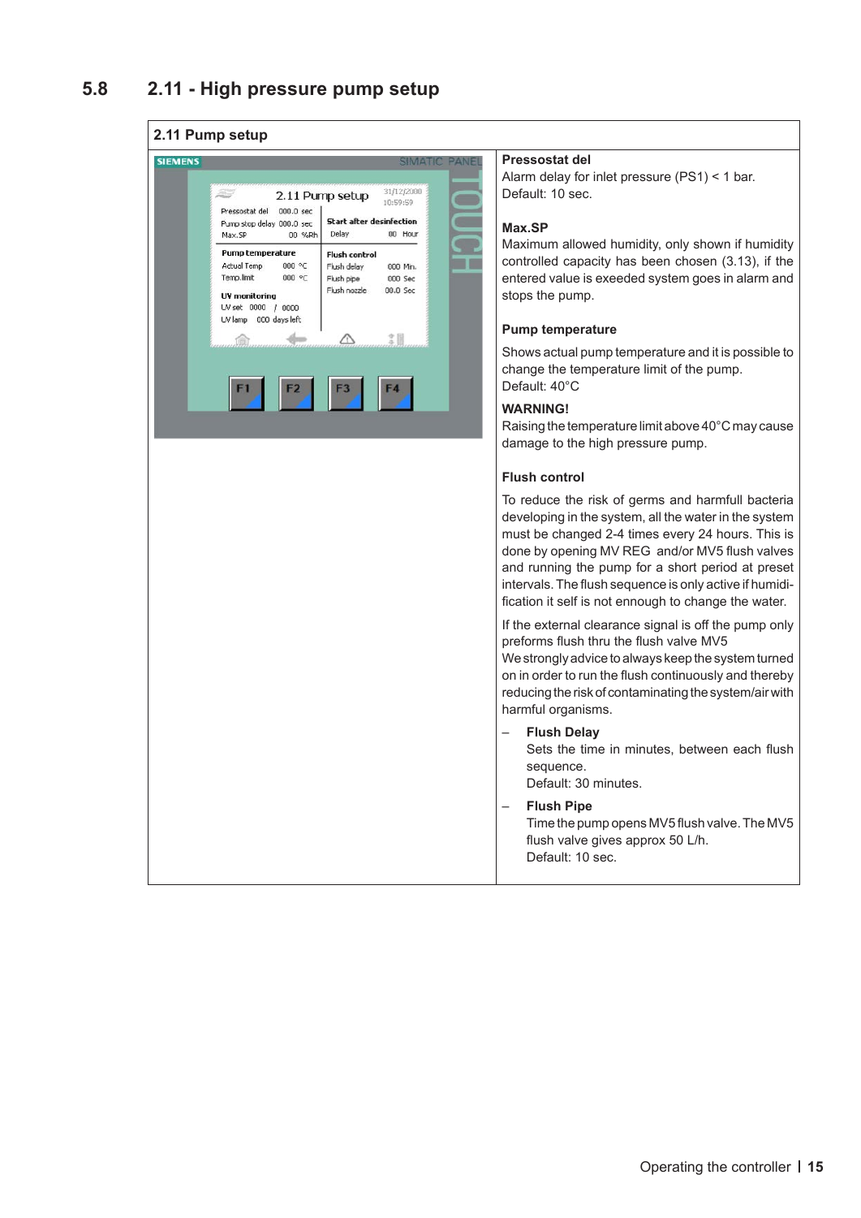## 5.8 2.11 - High pressure pump setup

**2.11 Pump setup**

**Pressostat del**
Alarm delay for inlet pressure (PS1) < 1 bar.
Default: 10 sec.

**Max.SP**
Maximum allowed humidity, only shown if humidity controlled capacity has been chosen (3.13), if the entered value is exeeded system goes in alarm and stops the pump.

**Pump temperature**

Shows actual pump temperature and it is possible to change the temperature limit of the pump.
Default: 40°C

**WARNING!**
Raising the temperature limit above 40°C may cause damage to the high pressure pump.

**Flush control**

To reduce the risk of germs and harmfull bacteria developing in the system, all the water in the system must be changed 2-4 times every 24 hours. This is done by opening MV REG and/or MV5 flush valves and running the pump for a short period at preset intervals. The flush sequence is only active if humidification it self is not ennough to change the water.

If the external clearance signal is off the pump only preforms flush thru the flush valve MV5
We strongly advice to always keep the system turned on in order to run the flush continuously and thereby reducing the risk of contaminating the system/air with harmful organisms.

- **Flush Delay**
  Sets the time in minutes, between each flush sequence.
  Default: 30 minutes.
- **Flush Pipe**
  Time the pump opens MV5 flush valve. The MV5 flush valve gives approx 50 L/h.
  Default: 10 sec.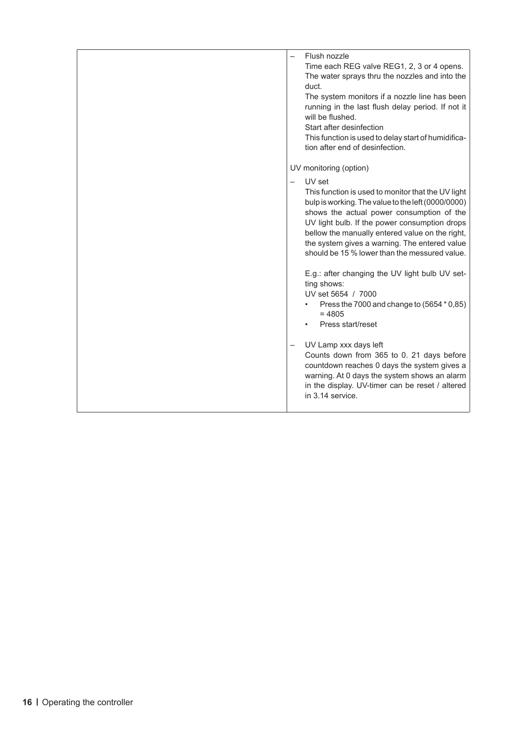| | |
|---|---|
| | – Flush nozzle<br>Time each REG valve REG1, 2, 3 or 4 opens. The water sprays thru the nozzles and into the duct.<br>The system monitors if a nozzle line has been running in the last flush delay period. If not it will be flushed.<br>Start after desinfection<br>This function is used to delay start of humidification after end of desinfection.<br><br>UV monitoring (option)<br><br>– UV set<br>This function is used to monitor that the UV light bulp is working. The value to the left (0000/0000) shows the actual power consumption of the UV light bulb. If the power consumption drops bellow the manually entered value on the right, the system gives a warning. The entered value should be 15 % lower than the messured value.<br><br>E.g.: after changing the UV light bulb UV setting shows:<br>UV set 5654 / 7000<br>• Press the 7000 and change to (5654 * 0,85) = 4805<br>• Press start/reset<br><br>– UV Lamp xxx days left<br>Counts down from 365 to 0. 21 days before countdown reaches 0 days the system gives a warning. At 0 days the system shows an alarm in the display. UV-timer can be reset / altered in 3.14 service. |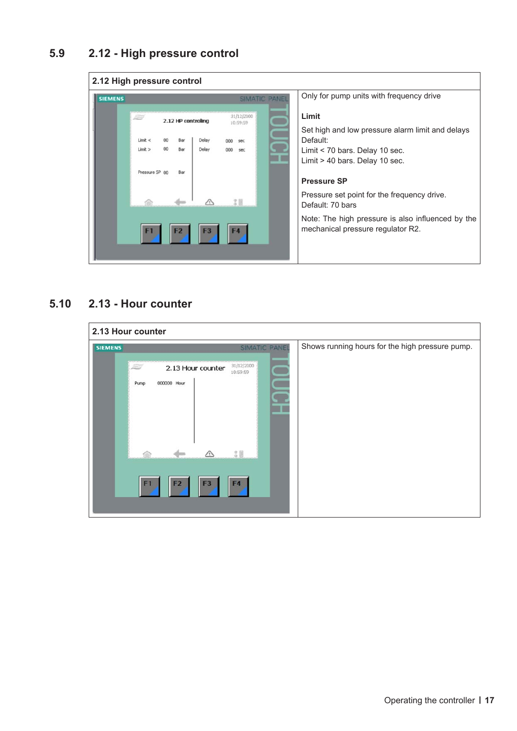## 5.9 2.12 - High pressure control

| 2.12 High pressure control | |
|---|---|
| | Only for pump units with frequency drive<br><br>**Limit**<br><br>Set high and low pressure alarm limit and delays<br>Default:<br>Limit < 70 bars. Delay 10 sec.<br>Limit > 40 bars. Delay 10 sec.<br><br>**Pressure SP**<br><br>Pressure set point for the frequency drive.<br>Default: 70 bars<br><br>Note: The high pressure is also influenced by the mechanical pressure regulator R2. |

## 5.10 2.13 - Hour counter

| 2.13 Hour counter | |
|---|---|
| | Shows running hours for the high pressure pump. |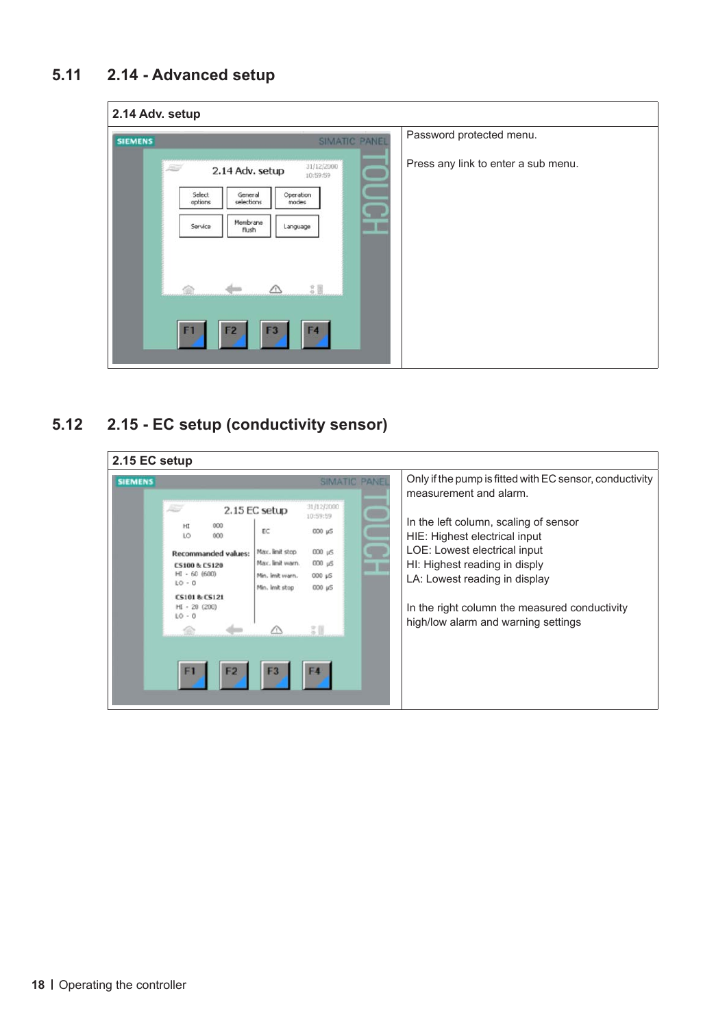## 5.11 2.14 - Advanced setup

| 2.14 Adv. setup | |
|---|---|
| | Password protected menu.<br><br>Press any link to enter a sub menu. |

## 5.12 2.15 - EC setup (conductivity sensor)

| 2.15 EC setup | |
|---|---|
| | Only if the pump is fitted with EC sensor, conductivity measurement and alarm.<br><br>In the left column, scaling of sensor<br>HIE: Highest electrical input<br>LOE: Lowest electrical input<br>HI: Highest reading in disply<br>LA: Lowest reading in display<br><br>In the right column the measured conductivity high/low alarm and warning settings |

18 | Operating the controller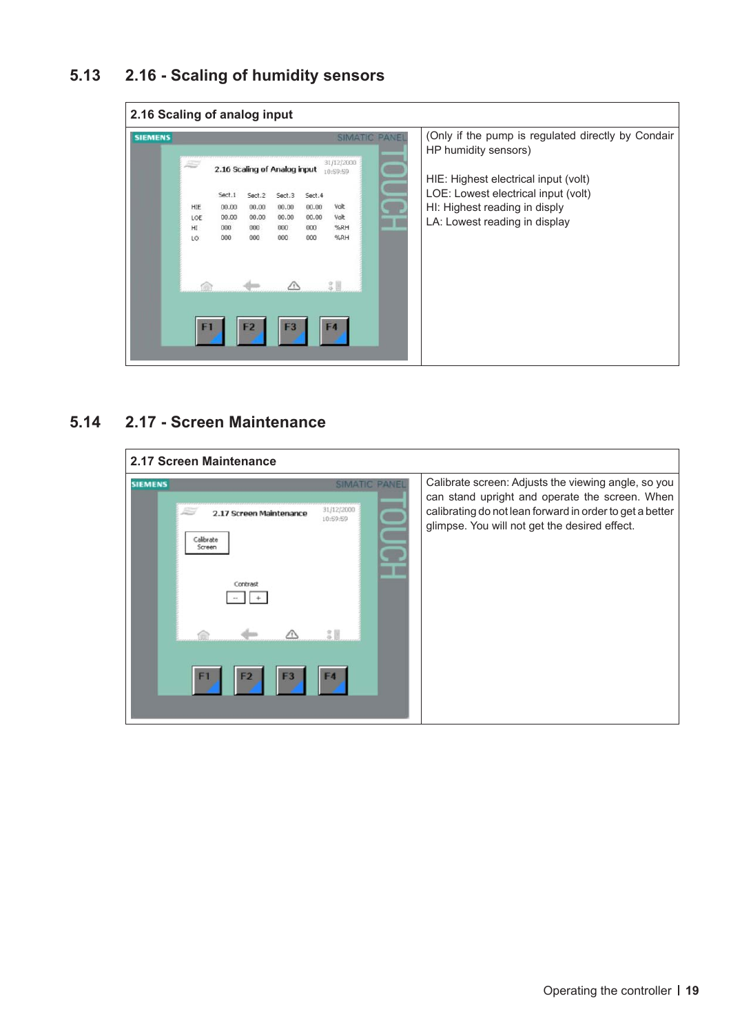## 5.13 2.16 - Scaling of humidity sensors

| 2.16 Scaling of analog input | |
|---|---|
| | (Only if the pump is regulated directly by Condair HP humidity sensors)<br><br>HIE: Highest electrical input (volt)<br>LOE: Lowest electrical input (volt)<br>HI: Highest reading in disply<br>LA: Lowest reading in display |

## 5.14 2.17 - Screen Maintenance

| 2.17 Screen Maintenance | |
|---|---|
| | Calibrate screen: Adjusts the viewing angle, so you can stand upright and operate the screen. When calibrating do not lean forward in order to get a better glimpse. You will not get the desired effect. |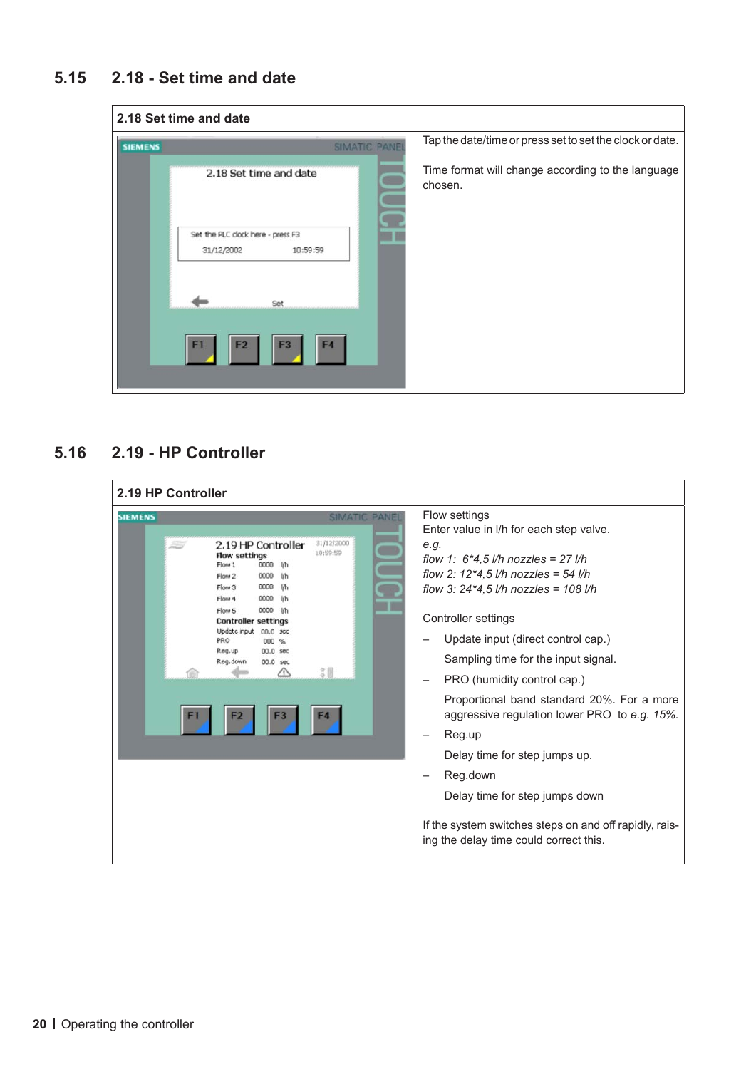## 5.15 2.18 - Set time and date

| 2.18 Set time and date | |
|---|---|
| | Tap the date/time or press set to set the clock or date.<br><br>Time format will change according to the language chosen. |

## 5.16 2.19 - HP Controller

| 2.19 HP Controller | |
|---|---|
| | Flow settings<br>Enter value in l/h for each step valve.<br>*e.g.*<br>*flow 1: 6*4,5 l/h nozzles = 27 l/h*<br>*flow 2: 12*4,5 l/h nozzles = 54 l/h*<br>*flow 3: 24*4,5 l/h nozzles = 108 l/h*<br><br>Controller settings<br>– Update input (direct control cap.)<br>Sampling time for the input signal.<br>– PRO (humidity control cap.)<br>Proportional band standard 20%. For a more aggressive regulation lower PRO to *e.g. 15%.*<br>– Reg.up<br>Delay time for step jumps up.<br>– Reg.down<br>Delay time for step jumps down<br><br>If the system switches steps on and off rapidly, raising the delay time could correct this. |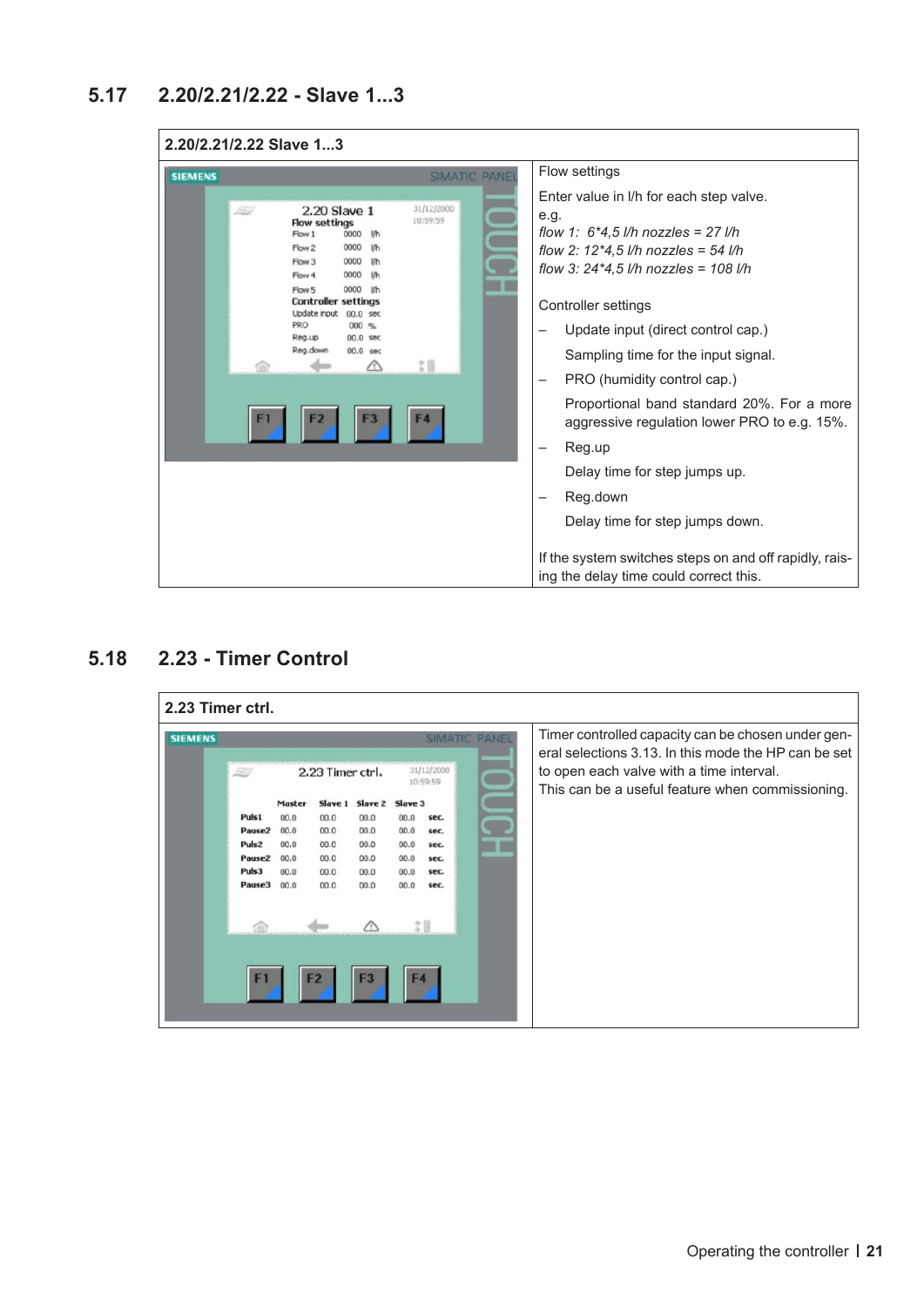## 5.17 2.20/2.21/2.22 - Slave 1...3

**2.20/2.21/2.22 Slave 1...3**

Flow settings

Enter value in l/h for each step valve.
e.g.
*flow 1: 6*4,5 l/h nozzles = 27 l/h*
*flow 2: 12*4,5 l/h nozzles = 54 l/h*
*flow 3: 24*4,5 l/h nozzles = 108 l/h*

Controller settings

- Update input (direct control cap.)

  Sampling time for the input signal.

- PRO (humidity control cap.)

  Proportional band standard 20%. For a more aggressive regulation lower PRO to e.g. 15%.

- Reg.up

  Delay time for step jumps up.

- Reg.down

  Delay time for step jumps down.

If the system switches steps on and off rapidly, raising the delay time could correct this.

## 5.18 2.23 - Timer Control

**2.23 Timer ctrl.**

Timer controlled capacity can be chosen under general selections 3.13. In this mode the HP can be set to open each valve with a time interval.
This can be a useful feature when commissioning.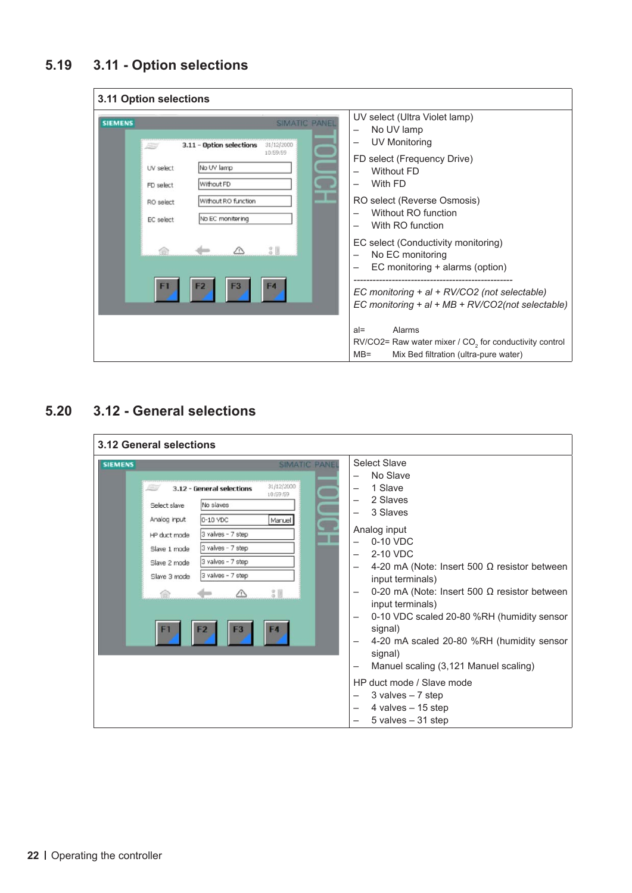## 5.19 3.11 - Option selections

**3.11 Option selections**

UV select (Ultra Violet lamp)
– No UV lamp
– UV Monitoring

FD select (Frequency Drive)
– Without FD
– With FD

RO select (Reverse Osmosis)
– Without RO function
– With RO function

EC select (Conductivity monitoring)
– No EC monitoring
– EC monitoring + alarms (option)

---------------------------------------------------

*EC monitoring + al + RV/CO2 (not selectable)*
*EC monitoring + al + MB + RV/CO2(not selectable)*

al= Alarms
RV/CO2= Raw water mixer / $CO_2$ for conductivity control
MB= Mix Bed filtration (ultra-pure water)

## 5.20 3.12 - General selections

**3.12 General selections**

Select Slave
– No Slave
– 1 Slave
– 2 Slaves
– 3 Slaves

Analog input
– 0-10 VDC
– 2-10 VDC
– 4-20 mA (Note: Insert 500 Ω resistor between input terminals)
– 0-20 mA (Note: Insert 500 Ω resistor between input terminals)
– 0-10 VDC scaled 20-80 %RH (humidity sensor signal)
– 4-20 mA scaled 20-80 %RH (humidity sensor signal)
– Manuel scaling (3,121 Manuel scaling)

HP duct mode / Slave mode
– 3 valves – 7 step
– 4 valves – 15 step
– 5 valves – 31 step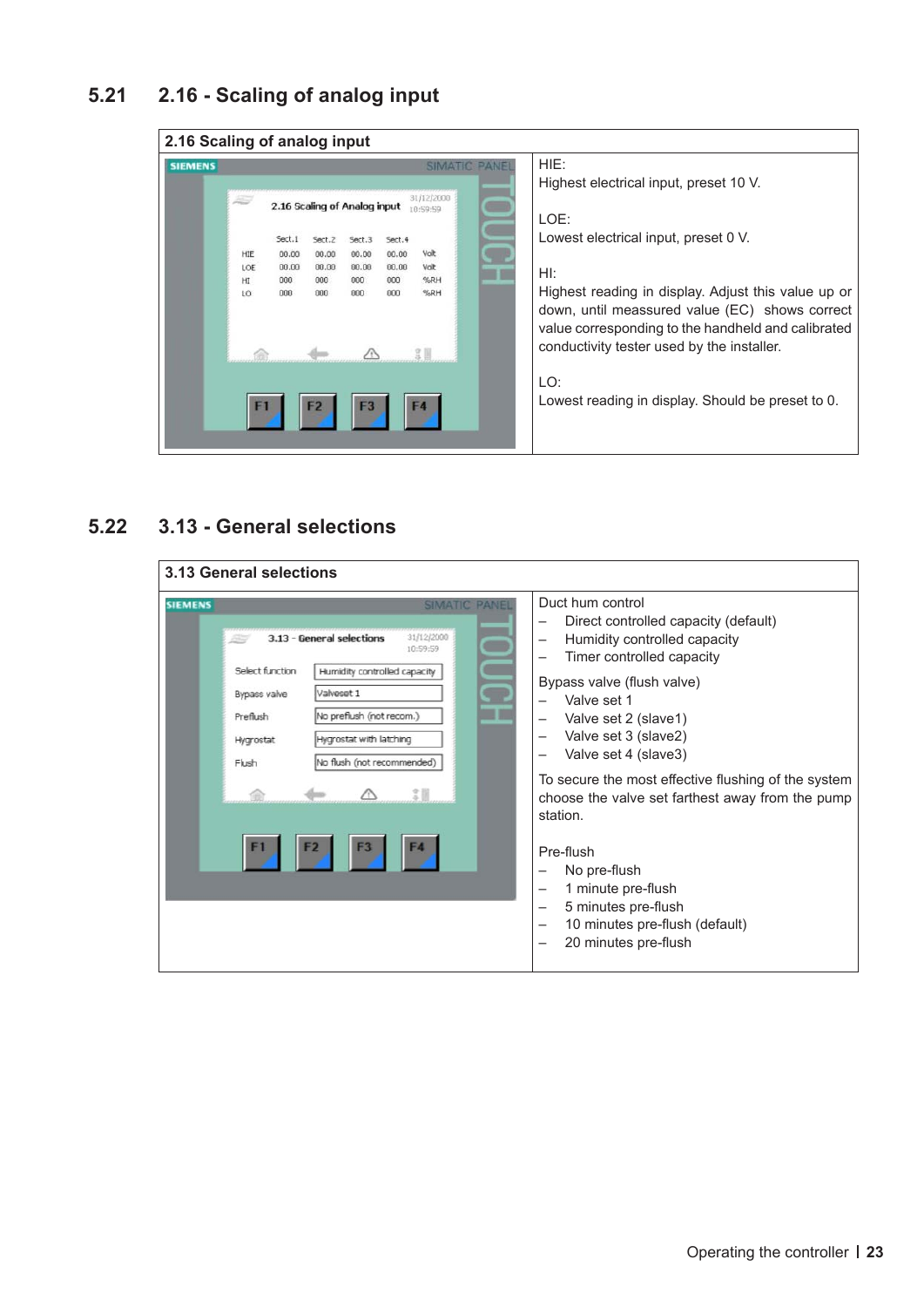## 5.21 2.16 - Scaling of analog input

| 2.16 Scaling of analog input | |
|---|---|
| | HIE:<br>Highest electrical input, preset 10 V.<br><br>LOE:<br>Lowest electrical input, preset 0 V.<br><br>HI:<br>Highest reading in display. Adjust this value up or down, until meassured value (EC) shows correct value corresponding to the handheld and calibrated conductivity tester used by the installer.<br><br>LO:<br>Lowest reading in display. Should be preset to 0. |

## 5.22 3.13 - General selections

| 3.13 General selections | |
|---|---|
| | Duct hum control<br>– Direct controlled capacity (default)<br>– Humidity controlled capacity<br>– Timer controlled capacity<br><br>Bypass valve (flush valve)<br>– Valve set 1<br>– Valve set 2 (slave1)<br>– Valve set 3 (slave2)<br>– Valve set 4 (slave3)<br><br>To secure the most effective flushing of the system choose the valve set farthest away from the pump station.<br><br>Pre-flush<br>– No pre-flush<br>– 1 minute pre-flush<br>– 5 minutes pre-flush<br>– 10 minutes pre-flush (default)<br>– 20 minutes pre-flush |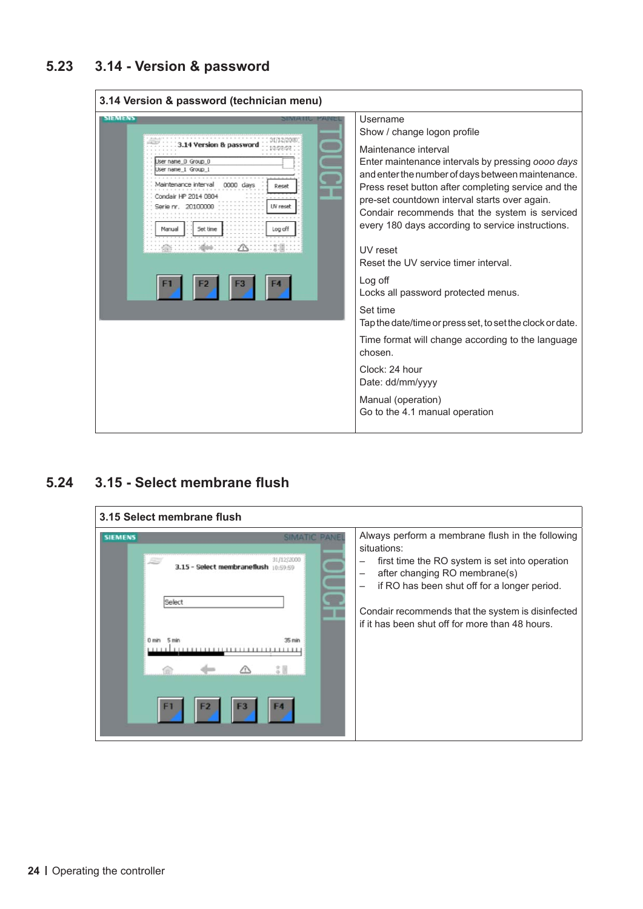## 5.23 3.14 - Version & password

| 3.14 Version & password (technician menu) | |
|---|---|
| | Username<br>Show / change logon profile<br><br>Maintenance interval<br>Enter maintenance intervals by pressing *oooo days* and enter the number of days between maintenance. Press reset button after completing service and the pre-set countdown interval starts over again. Condair recommends that the system is serviced every 180 days according to service instructions.<br><br>UV reset<br>Reset the UV service timer interval.<br><br>Log off<br>Locks all password protected menus.<br><br>Set time<br>Tap the date/time or press set, to set the clock or date.<br><br>Time format will change according to the language chosen.<br><br>Clock: 24 hour<br>Date: dd/mm/yyyy<br><br>Manual (operation)<br>Go to the 4.1 manual operation |

## 5.24 3.15 - Select membrane flush

| 3.15 Select membrane flush | |
|---|---|
| | Always perform a membrane flush in the following situations:<br>– first time the RO system is set into operation<br>– after changing RO membrane(s)<br>– if RO has been shut off for a longer period.<br><br>Condair recommends that the system is disinfected if it has been shut off for more than 48 hours. |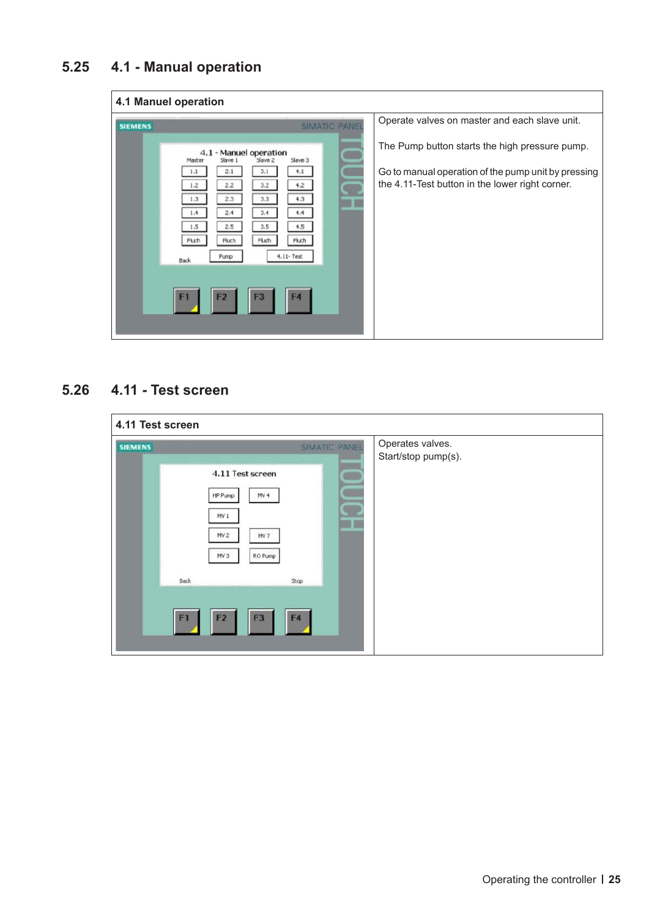## 5.25 4.1 - Manual operation

| 4.1 Manuel operation | |
|---|---|
| | Operate valves on master and each slave unit.<br><br>The Pump button starts the high pressure pump.<br><br>Go to manual operation of the pump unit by pressing the 4.11-Test button in the lower right corner. |

## 5.26 4.11 - Test screen

| 4.11 Test screen | |
|---|---|
| | Operates valves.<br>Start/stop pump(s). |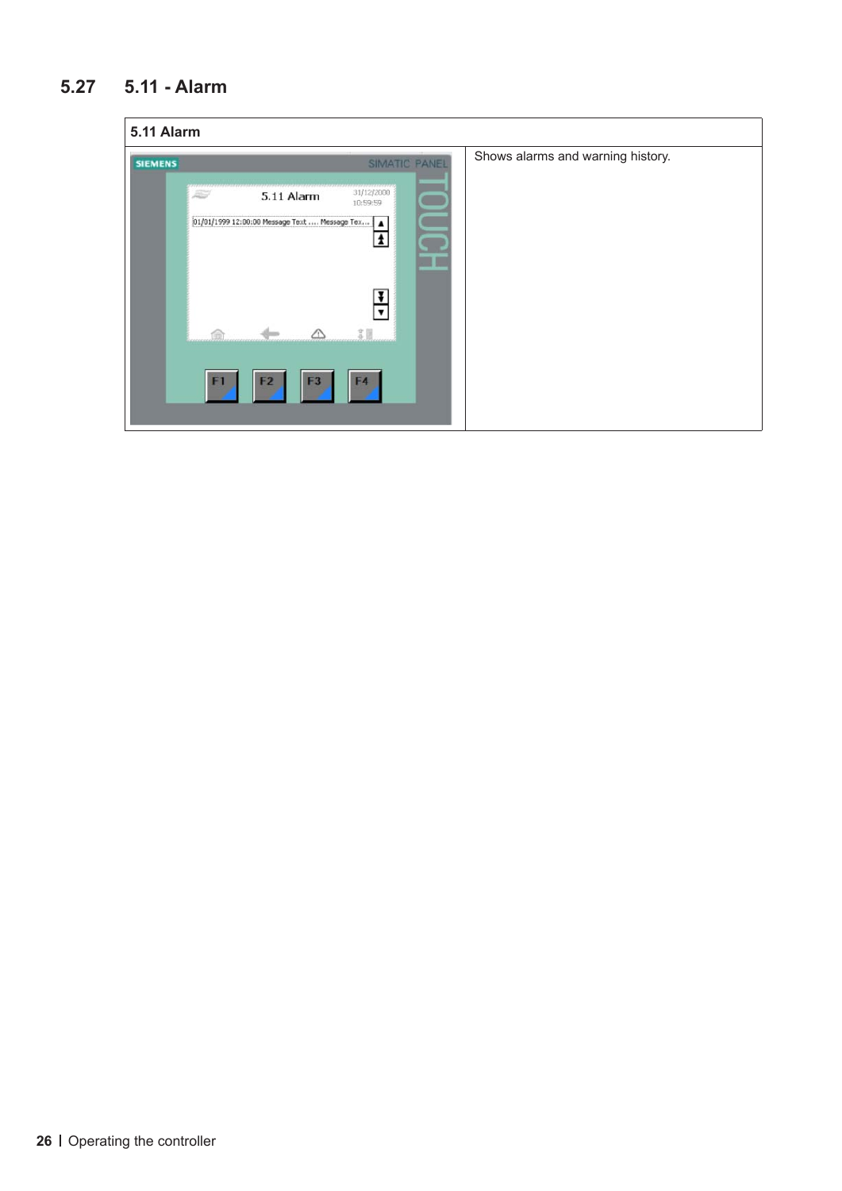## 5.27 5.11 - Alarm

| 5.11 Alarm | |
|---|---|
| | Shows alarms and warning history. |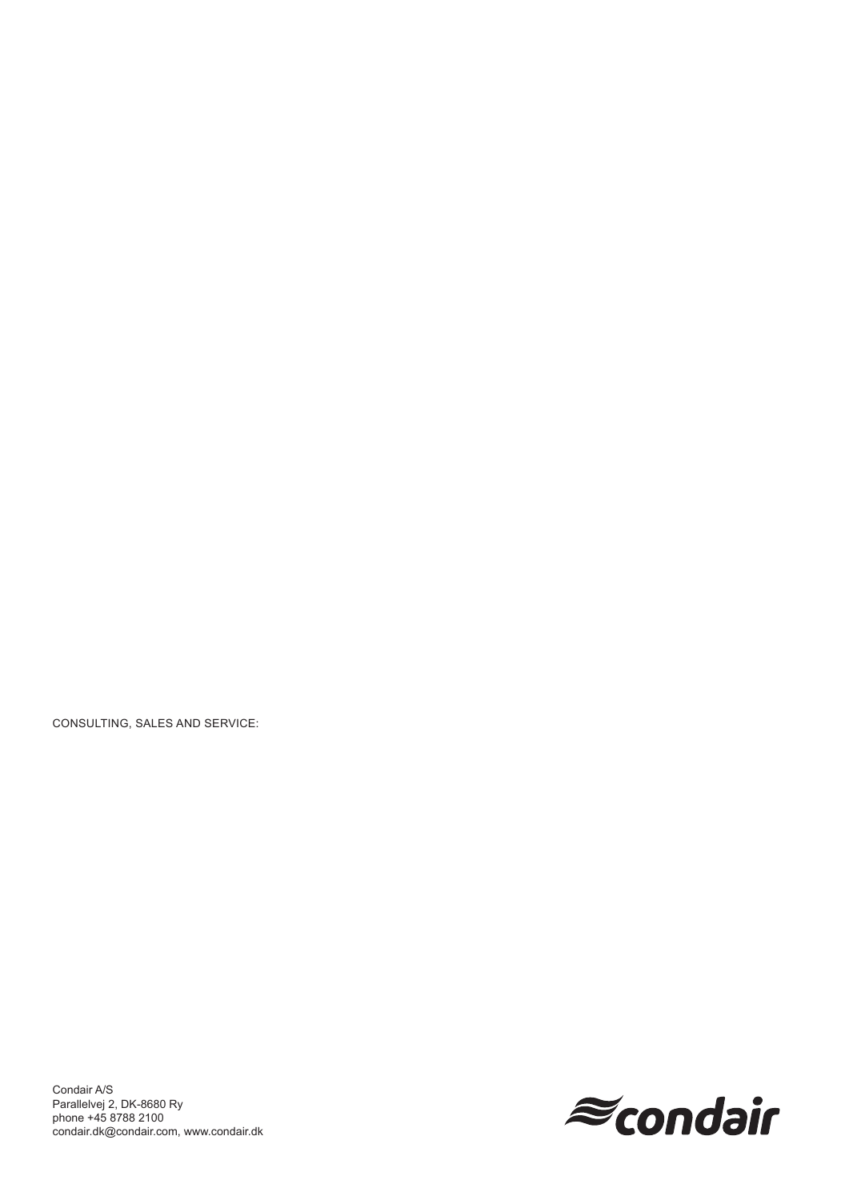CONSULTING, SALES AND SERVICE:

Condair A/S
Parallelvej 2, DK-8680 Ry
phone +45 8788 2100
condair.dk@condair.com, www.condair.dk

condair